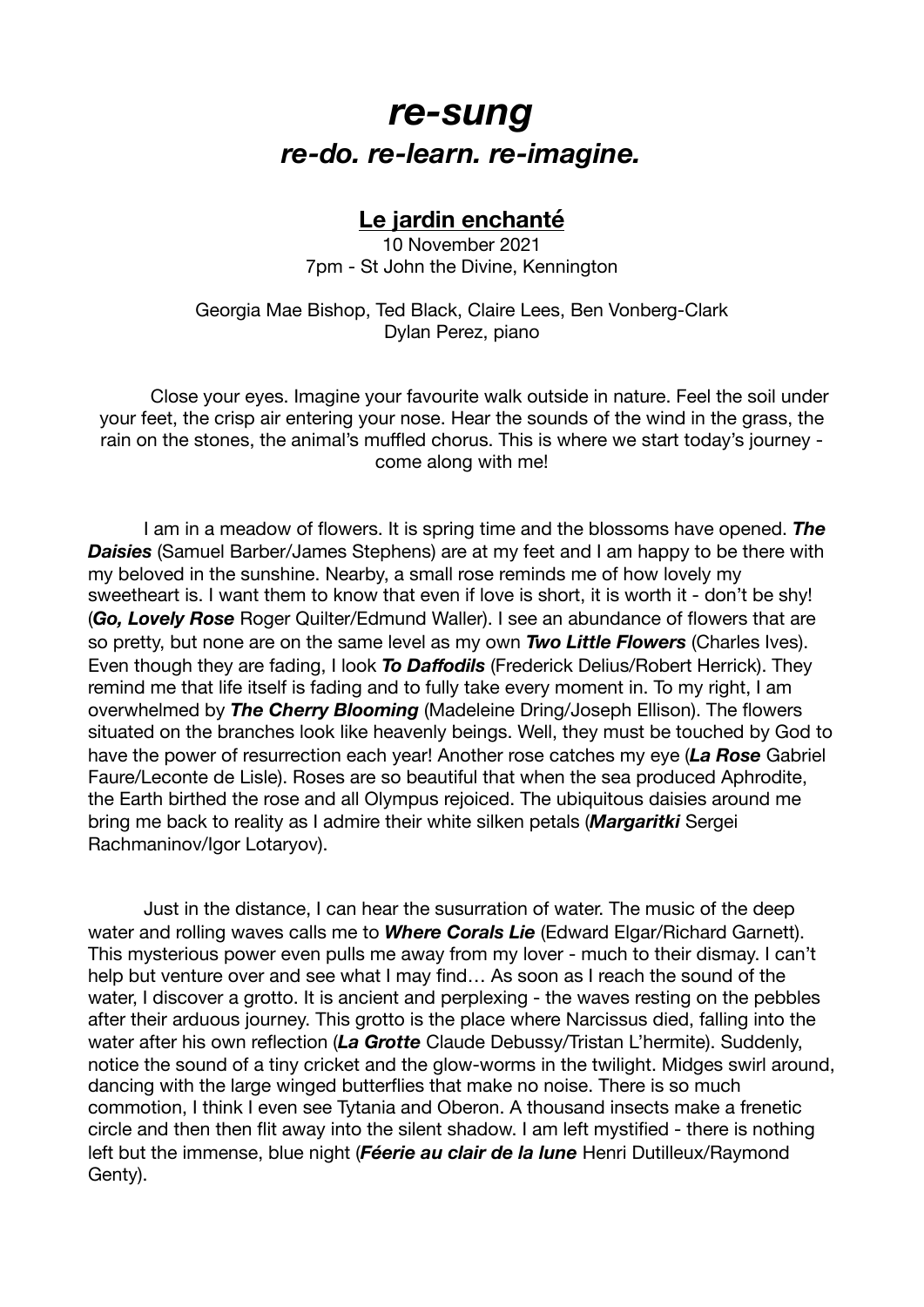# *re-sung*

## *re-do. re-learn. re-imagine.*

### Le jardin enchanté

10 November 2021
7pm - St John the Divine, Kennington

Georgia Mae Bishop, Ted Black, Claire Lees, Ben Vonberg-Clark
Dylan Perez, piano

Close your eyes. Imagine your favourite walk outside in nature. Feel the soil under your feet, the crisp air entering your nose. Hear the sounds of the wind in the grass, the rain on the stones, the animal's muffled chorus. This is where we start today's journey - come along with me!

I am in a meadow of flowers. It is spring time and the blossoms have opened. ***The Daisies*** (Samuel Barber/James Stephens) are at my feet and I am happy to be there with my beloved in the sunshine. Nearby, a small rose reminds me of how lovely my sweetheart is. I want them to know that even if love is short, it is worth it - don't be shy! (***Go, Lovely Rose*** Roger Quilter/Edmund Waller). I see an abundance of flowers that are so pretty, but none are on the same level as my own ***Two Little Flowers*** (Charles Ives). Even though they are fading, I look ***To Daffodils*** (Frederick Delius/Robert Herrick). They remind me that life itself is fading and to fully take every moment in. To my right, I am overwhelmed by ***The Cherry Blooming*** (Madeleine Dring/Joseph Ellison). The flowers situated on the branches look like heavenly beings. Well, they must be touched by God to have the power of resurrection each year! Another rose catches my eye (***La Rose*** Gabriel Faure/Leconte de Lisle). Roses are so beautiful that when the sea produced Aphrodite, the Earth birthed the rose and all Olympus rejoiced. The ubiquitous daisies around me bring me back to reality as I admire their white silken petals (***Margaritki*** Sergei Rachmaninov/Igor Lotaryov).

Just in the distance, I can hear the susurration of water. The music of the deep water and rolling waves calls me to ***Where Corals Lie*** (Edward Elgar/Richard Garnett). This mysterious power even pulls me away from my lover - much to their dismay. I can't help but venture over and see what I may find… As soon as I reach the sound of the water, I discover a grotto. It is ancient and perplexing - the waves resting on the pebbles after their arduous journey. This grotto is the place where Narcissus died, falling into the water after his own reflection (***La Grotte*** Claude Debussy/Tristan L'hermite). Suddenly, notice the sound of a tiny cricket and the glow-worms in the twilight. Midges swirl around, dancing with the large winged butterflies that make no noise. There is so much commotion, I think I even see Tytania and Oberon. A thousand insects make a frenetic circle and then then flit away into the silent shadow. I am left mystified - there is nothing left but the immense, blue night (***Féerie au clair de la lune*** Henri Dutilleux/Raymond Genty).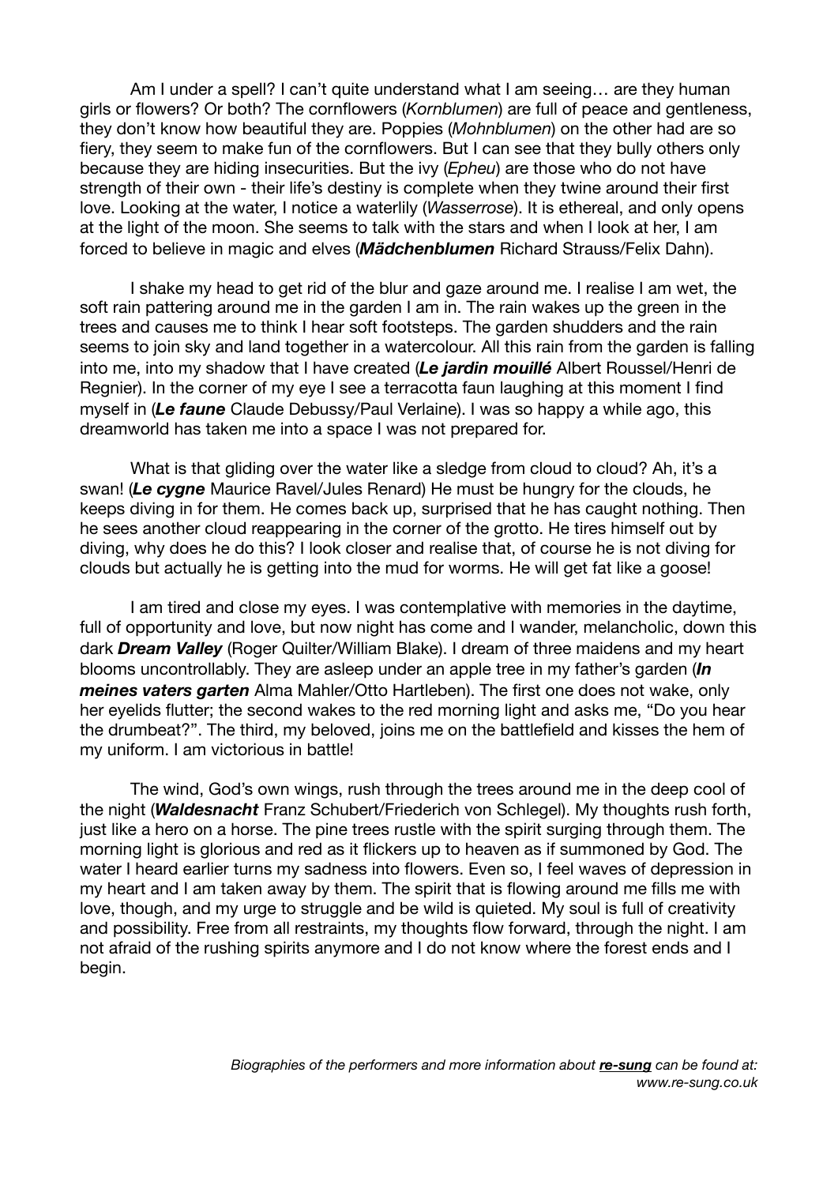Am I under a spell? I can't quite understand what I am seeing… are they human girls or flowers? Or both? The cornflowers (*Kornblumen*) are full of peace and gentleness, they don't know how beautiful they are. Poppies (*Mohnblumen*) on the other had are so fiery, they seem to make fun of the cornflowers. But I can see that they bully others only because they are hiding insecurities. But the ivy (*Epheu*) are those who do not have strength of their own - their life's destiny is complete when they twine around their first love. Looking at the water, I notice a waterlily (*Wasserrose*). It is ethereal, and only opens at the light of the moon. She seems to talk with the stars and when I look at her, I am forced to believe in magic and elves (***Mädchenblumen*** Richard Strauss/Felix Dahn).

I shake my head to get rid of the blur and gaze around me. I realise I am wet, the soft rain pattering around me in the garden I am in. The rain wakes up the green in the trees and causes me to think I hear soft footsteps. The garden shudders and the rain seems to join sky and land together in a watercolour. All this rain from the garden is falling into me, into my shadow that I have created (***Le jardin mouillé*** Albert Roussel/Henri de Regnier). In the corner of my eye I see a terracotta faun laughing at this moment I find myself in (***Le faune*** Claude Debussy/Paul Verlaine). I was so happy a while ago, this dreamworld has taken me into a space I was not prepared for.

What is that gliding over the water like a sledge from cloud to cloud? Ah, it's a swan! (***Le cygne*** Maurice Ravel/Jules Renard) He must be hungry for the clouds, he keeps diving in for them. He comes back up, surprised that he has caught nothing. Then he sees another cloud reappearing in the corner of the grotto. He tires himself out by diving, why does he do this? I look closer and realise that, of course he is not diving for clouds but actually he is getting into the mud for worms. He will get fat like a goose!

I am tired and close my eyes. I was contemplative with memories in the daytime, full of opportunity and love, but now night has come and I wander, melancholic, down this dark ***Dream Valley*** (Roger Quilter/William Blake). I dream of three maidens and my heart blooms uncontrollably. They are asleep under an apple tree in my father's garden (***In meines vaters garten*** Alma Mahler/Otto Hartleben). The first one does not wake, only her eyelids flutter; the second wakes to the red morning light and asks me, "Do you hear the drumbeat?". The third, my beloved, joins me on the battlefield and kisses the hem of my uniform. I am victorious in battle!

The wind, God's own wings, rush through the trees around me in the deep cool of the night (***Waldesnacht*** Franz Schubert/Friederich von Schlegel). My thoughts rush forth, just like a hero on a horse. The pine trees rustle with the spirit surging through them. The morning light is glorious and red as it flickers up to heaven as if summoned by God. The water I heard earlier turns my sadness into flowers. Even so, I feel waves of depression in my heart and I am taken away by them. The spirit that is flowing around me fills me with love, though, and my urge to struggle and be wild is quieted. My soul is full of creativity and possibility. Free from all restraints, my thoughts flow forward, through the night. I am not afraid of the rushing spirits anymore and I do not know where the forest ends and I begin.

*Biographies of the performers and more information about **re-sung** can be found at: www.re-sung.co.uk*